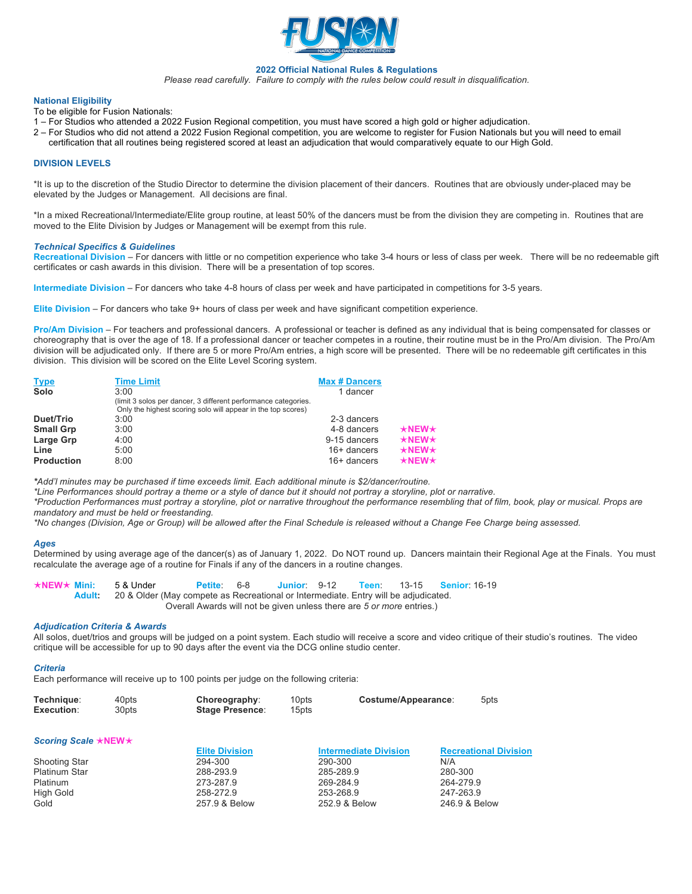# 2022 Official National Rules & Regulations

*Please read carefully. Failure to comply with the rules below could result in disqualification.*

## National Eligibility

To be eligible for Fusion Nationals:

1 – For Studios who attended a 2022 Fusion Regional competition, you must have scored a high gold or higher adjudication.

2 – For Studios who did not attend a 2022 Fusion Regional competition, you are welcome to register for Fusion Nationals but you will need to email certification that all routines being registered scored at least an adjudication that would comparatively equate to our High Gold.

## DIVISION LEVELS

*It is up to the discretion of the Studio Director to determine the division placement of their dancers. Routines that are obviously under-placed may be elevated by the Judges or Management. All decisions are final.

*In a mixed Recreational/Intermediate/Elite group routine, at least 50% of the dancers must be from the division they are competing in. Routines that are moved to the Elite Division by Judges or Management will be exempt from this rule.

### *Technical Specifics & Guidelines*

**Recreational Division** – For dancers with little or no competition experience who take 3-4 hours or less of class per week. There will be no redeemable gift certificates or cash awards in this division. There will be a presentation of top scores.

**Intermediate Division** – For dancers who take 4-8 hours of class per week and have participated in competitions for 3-5 years.

**Elite Division** – For dancers who take 9+ hours of class per week and have significant competition experience.

**Pro/Am Division** – For teachers and professional dancers. A professional or teacher is defined as any individual that is being compensated for classes or choreography that is over the age of 18. If a professional dancer or teacher competes in a routine, their routine must be in the Pro/Am division. The Pro/Am division will be adjudicated only. If there are 5 or more Pro/Am entries, a high score will be presented. There will be no redeemable gift certificates in this division. This division will be scored on the Elite Level Scoring system.

| Type | Time Limit | Max # Dancers | |
|---|---|---|---|
| **Solo** | 3:00 (limit 3 solos per dancer, 3 different performance categories. Only the highest scoring solo will appear in the top scores) | 1 dancer | |
| **Duet/Trio** | 3:00 | 2-3 dancers | |
| **Small Grp** | 3:00 | 4-8 dancers | ★NEW★ |
| **Large Grp** | 4:00 | 9-15 dancers | ★NEW★ |
| **Line** | 5:00 | 16+ dancers | ★NEW★ |
| **Production** | 8:00 | 16+ dancers | ★NEW★ |

*\*Add'l minutes may be purchased if time exceeds limit. Each additional minute is $2/dancer/routine.*
*\*Line Performances should portray a theme or a style of dance but it should not portray a storyline, plot or narrative.*
*\*Production Performances must portray a storyline, plot or narrative throughout the performance resembling that of film, book, play or musical. Props are mandatory and must be held or freestanding.*
*\*No changes (Division, Age or Group) will be allowed after the Final Schedule is released without a Change Fee Charge being assessed.*

### *Ages*

Determined by using average age of the dancer(s) as of January 1, 2022. Do NOT round up. Dancers maintain their Regional Age at the Finals. You must recalculate the average age of a routine for Finals if any of the dancers in a routine changes.

★NEW★ **Mini:** 5 & Under  **Petite**: 6-8  **Junior**: 9-12  **Teen**: 13-15  **Senior**: 16-19
**Adult:** 20 & Older (May compete as Recreational or Intermediate. Entry will be adjudicated. Overall Awards will not be given unless there are *5 or more* entries.)

### *Adjudication Criteria & Awards*

All solos, duet/trios and groups will be judged on a point system. Each studio will receive a score and video critique of their studio's routines. The video critique will be accessible for up to 90 days after the event via the DCG online studio center.

### *Criteria*

Each performance will receive up to 100 points per judge on the following criteria:

| | | | | | |
|---|---|---|---|---|---|
| **Technique**: | 40pts | **Choreography**: | 10pts | **Costume/Appearance**: | 5pts |
| **Execution**: | 30pts | **Stage Presence**: | 15pts | | |

### *Scoring Scale* ★NEW★

| | Elite Division | Intermediate Division | Recreational Division |
|---|---|---|---|
| Shooting Star | 294-300 | 290-300 | N/A |
| Platinum Star | 288-293.9 | 285-289.9 | 280-300 |
| Platinum | 273-287.9 | 269-284.9 | 264-279.9 |
| High Gold | 258-272.9 | 253-268.9 | 247-263.9 |
| Gold | 257.9 & Below | 252.9 & Below | 246.9 & Below |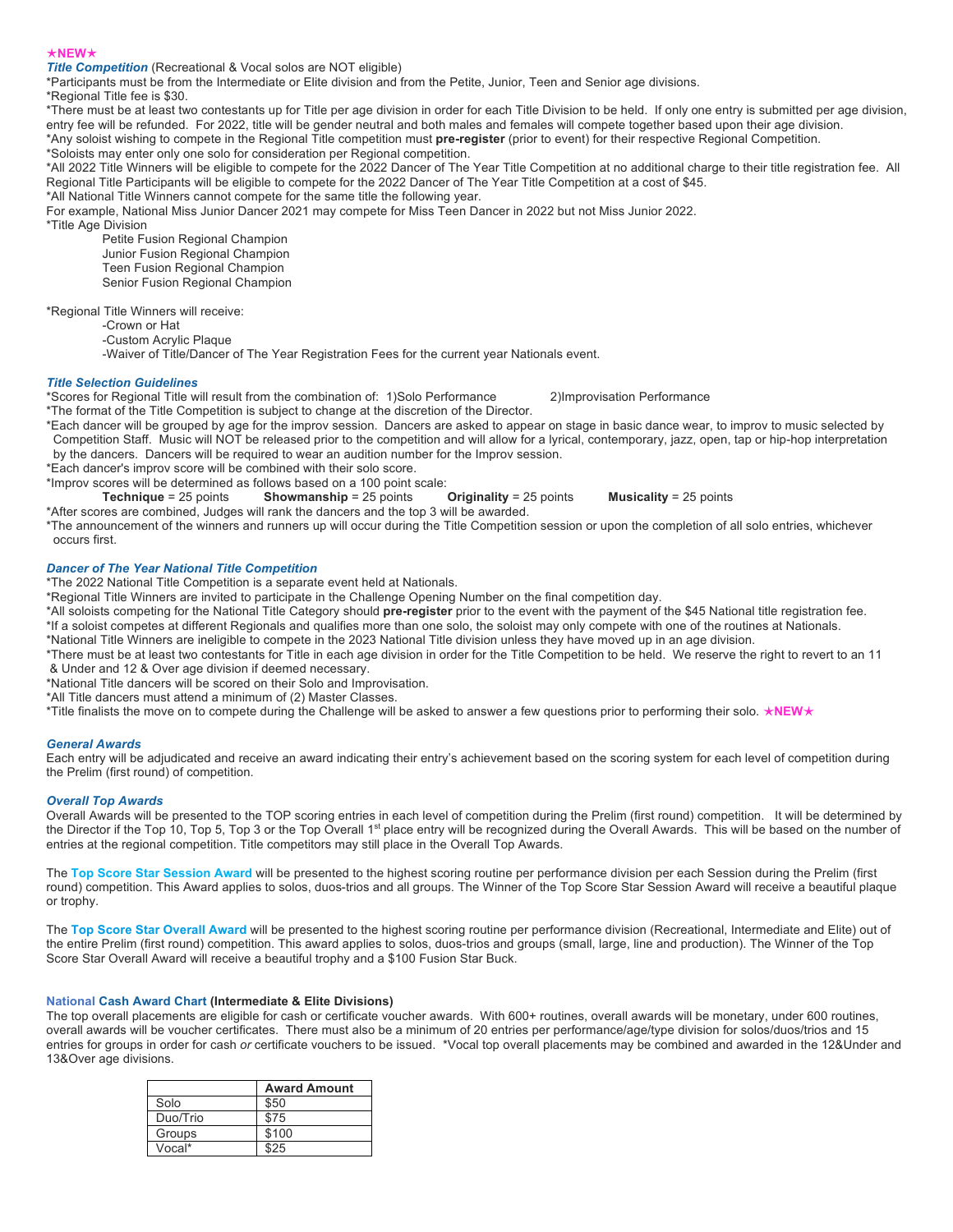★NEW★

***Title Competition*** (Recreational & Vocal solos are NOT eligible)

*Participants must be from the Intermediate or Elite division and from the Petite, Junior, Teen and Senior age divisions.
*Regional Title fee is $30.
*There must be at least two contestants up for Title per age division in order for each Title Division to be held. If only one entry is submitted per age division, entry fee will be refunded. For 2022, title will be gender neutral and both males and females will compete together based upon their age division.
*Any soloist wishing to compete in the Regional Title competition must **pre-register** (prior to event) for their respective Regional Competition.
*Soloists may enter only one solo for consideration per Regional competition.
*All 2022 Title Winners will be eligible to compete for the 2022 Dancer of The Year Title Competition at no additional charge to their title registration fee. All Regional Title Participants will be eligible to compete for the 2022 Dancer of The Year Title Competition at a cost of $45.
*All National Title Winners cannot compete for the same title the following year.
For example, National Miss Junior Dancer 2021 may compete for Miss Teen Dancer in 2022 but not Miss Junior 2022.
*Title Age Division

Petite Fusion Regional Champion
Junior Fusion Regional Champion
Teen Fusion Regional Champion
Senior Fusion Regional Champion

*Regional Title Winners will receive:

-Crown or Hat
-Custom Acrylic Plaque
-Waiver of Title/Dancer of The Year Registration Fees for the current year Nationals event.

***Title Selection Guidelines***

*Scores for Regional Title will result from the combination of: 1)Solo Performance 2)Improvisation Performance
*The format of the Title Competition is subject to change at the discretion of the Director.
*Each dancer will be grouped by age for the improv session. Dancers are asked to appear on stage in basic dance wear, to improv to music selected by Competition Staff. Music will NOT be released prior to the competition and will allow for a lyrical, contemporary, jazz, open, tap or hip-hop interpretation by the dancers. Dancers will be required to wear an audition number for the Improv session.
*Each dancer's improv score will be combined with their solo score.
*Improv scores will be determined as follows based on a 100 point scale:

**Technique** = 25 points **Showmanship** = 25 points **Originality** = 25 points **Musicality** = 25 points

*After scores are combined, Judges will rank the dancers and the top 3 will be awarded.
*The announcement of the winners and runners up will occur during the Title Competition session or upon the completion of all solo entries, whichever occurs first.

***Dancer of The Year National Title Competition***

*The 2022 National Title Competition is a separate event held at Nationals.
*Regional Title Winners are invited to participate in the Challenge Opening Number on the final competition day.
*All soloists competing for the National Title Category should **pre-register** prior to the event with the payment of the $45 National title registration fee.
*If a soloist competes at different Regionals and qualifies more than one solo, the soloist may only compete with one of the routines at Nationals.
*National Title Winners are ineligible to compete in the 2023 National Title division unless they have moved up in an age division.
*There must be at least two contestants for Title in each age division in order for the Title Competition to be held. We reserve the right to revert to an 11 & Under and 12 & Over age division if deemed necessary.
*National Title dancers will be scored on their Solo and Improvisation.
*All Title dancers must attend a minimum of (2) Master Classes.
*Title finalists the move on to compete during the Challenge will be asked to answer a few questions prior to performing their solo. ★NEW★

***General Awards***

Each entry will be adjudicated and receive an award indicating their entry's achievement based on the scoring system for each level of competition during the Prelim (first round) of competition.

***Overall Top Awards***

Overall Awards will be presented to the TOP scoring entries in each level of competition during the Prelim (first round) competition. It will be determined by the Director if the Top 10, Top 5, Top 3 or the Top Overall 1st place entry will be recognized during the Overall Awards. This will be based on the number of entries at the regional competition. Title competitors may still place in the Overall Top Awards.

The **Top Score Star Session Award** will be presented to the highest scoring routine per performance division per each Session during the Prelim (first round) competition. This Award applies to solos, duos-trios and all groups. The Winner of the Top Score Star Session Award will receive a beautiful plaque or trophy.

The **Top Score Star Overall Award** will be presented to the highest scoring routine per performance division (Recreational, Intermediate and Elite) out of the entire Prelim (first round) competition. This award applies to solos, duos-trios and groups (small, large, line and production). The Winner of the Top Score Star Overall Award will receive a beautiful trophy and a $100 Fusion Star Buck.

**National Cash Award Chart (Intermediate & Elite Divisions)**

The top overall placements are eligible for cash or certificate voucher awards. With 600+ routines, overall awards will be monetary, under 600 routines, overall awards will be voucher certificates. There must also be a minimum of 20 entries per performance/age/type division for solos/duos/trios and 15 entries for groups in order for cash *or* certificate vouchers to be issued. *Vocal top overall placements may be combined and awarded in the 12&Under and 13&Over age divisions.

| | Award Amount |
|---|---|
| Solo | $50 |
| Duo/Trio | $75 |
| Groups | $100 |
| Vocal* | $25 |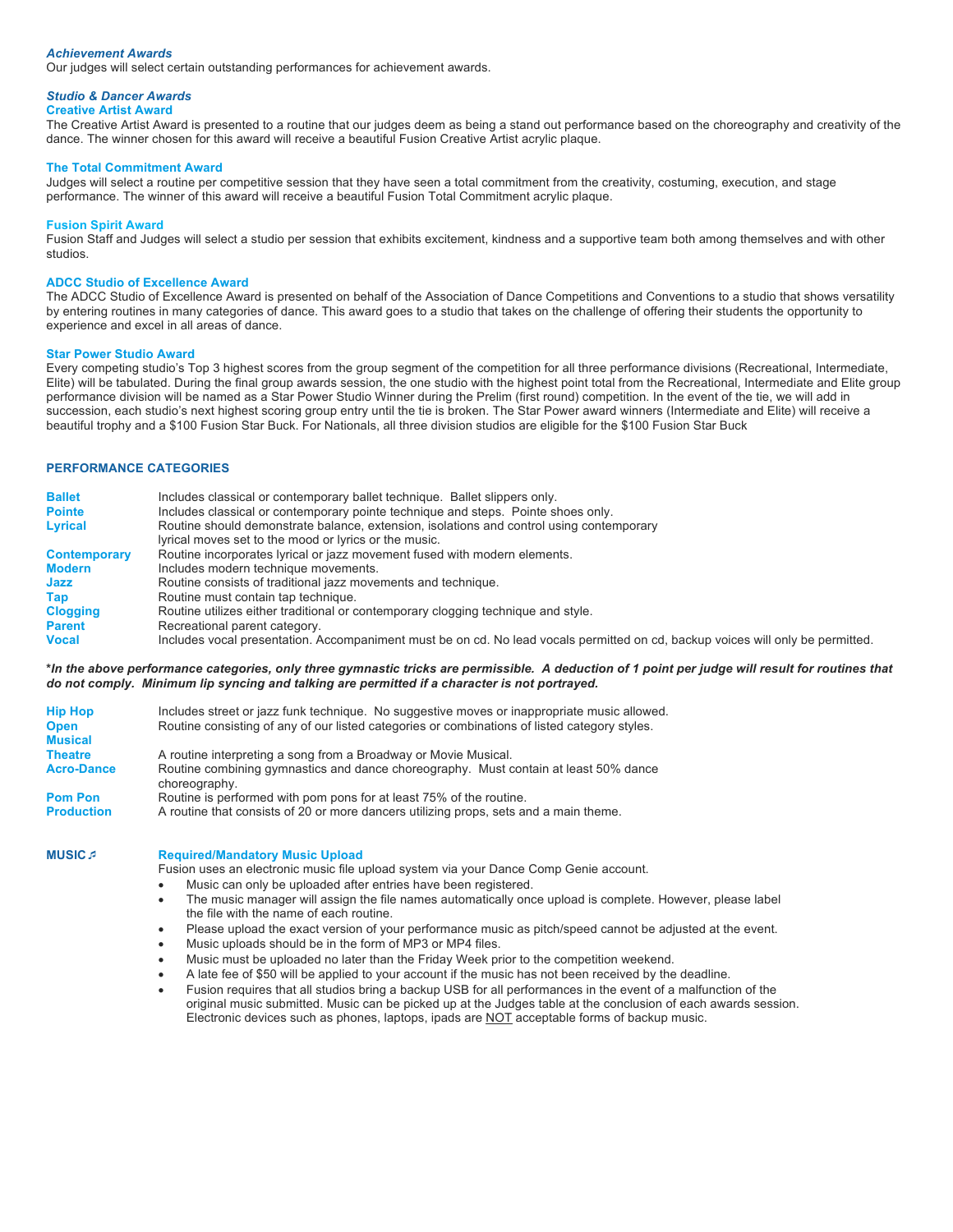### *Achievement Awards*

Our judges will select certain outstanding performances for achievement awards.

### *Studio & Dancer Awards*

**Creative Artist Award**

The Creative Artist Award is presented to a routine that our judges deem as being a stand out performance based on the choreography and creativity of the dance. The winner chosen for this award will receive a beautiful Fusion Creative Artist acrylic plaque.

**The Total Commitment Award**

Judges will select a routine per competitive session that they have seen a total commitment from the creativity, costuming, execution, and stage performance. The winner of this award will receive a beautiful Fusion Total Commitment acrylic plaque.

**Fusion Spirit Award**

Fusion Staff and Judges will select a studio per session that exhibits excitement, kindness and a supportive team both among themselves and with other studios.

**ADCC Studio of Excellence Award**

The ADCC Studio of Excellence Award is presented on behalf of the Association of Dance Competitions and Conventions to a studio that shows versatility by entering routines in many categories of dance. This award goes to a studio that takes on the challenge of offering their students the opportunity to experience and excel in all areas of dance.

**Star Power Studio Award**

Every competing studio's Top 3 highest scores from the group segment of the competition for all three performance divisions (Recreational, Intermediate, Elite) will be tabulated. During the final group awards session, the one studio with the highest point total from the Recreational, Intermediate and Elite group performance division will be named as a Star Power Studio Winner during the Prelim (first round) competition. In the event of the tie, we will add in succession, each studio's next highest scoring group entry until the tie is broken. The Star Power award winners (Intermediate and Elite) will receive a beautiful trophy and a $100 Fusion Star Buck. For Nationals, all three division studios are eligible for the $100 Fusion Star Buck

## PERFORMANCE CATEGORIES

**Ballet** — Includes classical or contemporary ballet technique. Ballet slippers only.

**Pointe** — Includes classical or contemporary pointe technique and steps. Pointe shoes only.

**Lyrical** — Routine should demonstrate balance, extension, isolations and control using contemporary lyrical moves set to the mood or lyrics or the music.

**Contemporary** — Routine incorporates lyrical or jazz movement fused with modern elements.

**Modern** — Includes modern technique movements.

**Jazz** — Routine consists of traditional jazz movements and technique.

**Tap** — Routine must contain tap technique.

**Clogging** — Routine utilizes either traditional or contemporary clogging technique and style.

**Parent** — Recreational parent category.

**Vocal** — Includes vocal presentation. Accompaniment must be on cd. No lead vocals permitted on cd, backup voices will only be permitted.

***In the above performance categories, only three gymnastic tricks are permissible. A deduction of 1 point per judge will result for routines that do not comply. Minimum lip syncing and talking are permitted if a character is not portrayed.***

**Hip Hop** — Includes street or jazz funk technique. No suggestive moves or inappropriate music allowed.

**Open** — Routine consisting of any of our listed categories or combinations of listed category styles.

**Musical Theatre** — A routine interpreting a song from a Broadway or Movie Musical.

**Acro-Dance** — Routine combining gymnastics and dance choreography. Must contain at least 50% dance choreography.

**Pom Pon** — Routine is performed with pom pons for at least 75% of the routine.

**Production** — A routine that consists of 20 or more dancers utilizing props, sets and a main theme.

## MUSIC ♬

**Required/Mandatory Music Upload**

Fusion uses an electronic music file upload system via your Dance Comp Genie account.

- Music can only be uploaded after entries have been registered.
- The music manager will assign the file names automatically once upload is complete. However, please label the file with the name of each routine.
- Please upload the exact version of your performance music as pitch/speed cannot be adjusted at the event.
- Music uploads should be in the form of MP3 or MP4 files.
- Music must be uploaded no later than the Friday Week prior to the competition weekend.
- A late fee of $50 will be applied to your account if the music has not been received by the deadline.
- Fusion requires that all studios bring a backup USB for all performances in the event of a malfunction of the original music submitted. Music can be picked up at the Judges table at the conclusion of each awards session. Electronic devices such as phones, laptops, ipads are NOT acceptable forms of backup music.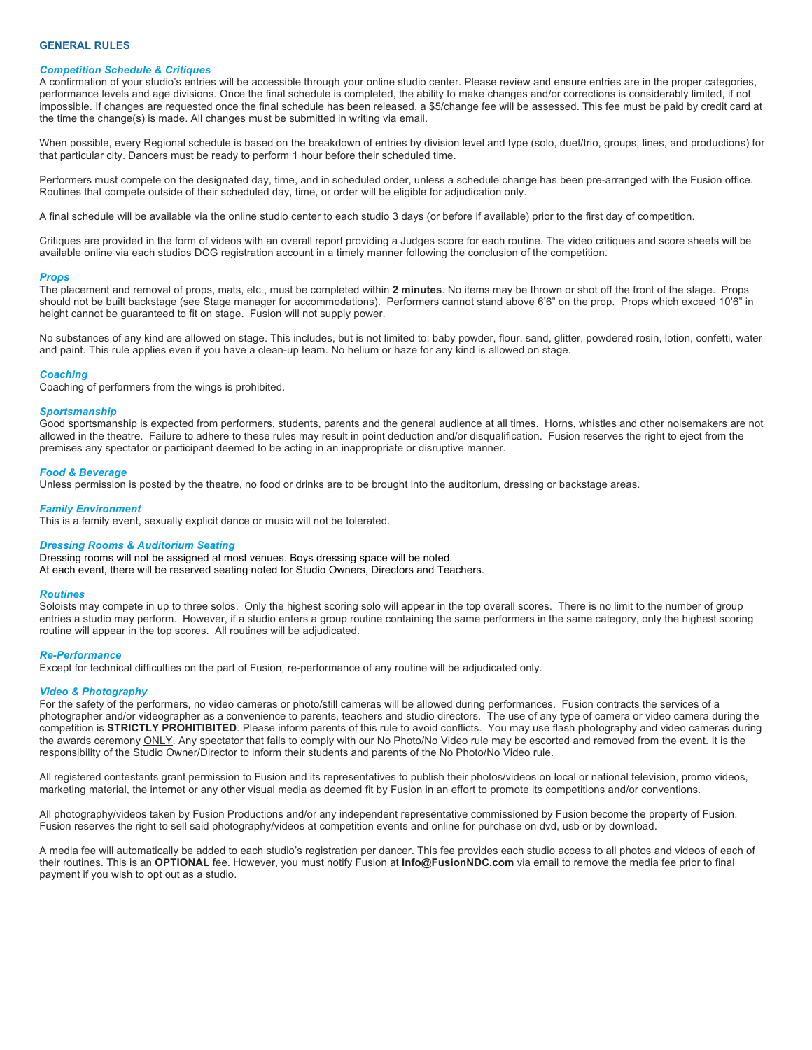## GENERAL RULES

### *Competition Schedule & Critiques*

A confirmation of your studio's entries will be accessible through your online studio center. Please review and ensure entries are in the proper categories, performance levels and age divisions. Once the final schedule is completed, the ability to make changes and/or corrections is considerably limited, if not impossible. If changes are requested once the final schedule has been released, a $5/change fee will be assessed. This fee must be paid by credit card at the time the change(s) is made. All changes must be submitted in writing via email.

When possible, every Regional schedule is based on the breakdown of entries by division level and type (solo, duet/trio, groups, lines, and productions) for that particular city. Dancers must be ready to perform 1 hour before their scheduled time.

Performers must compete on the designated day, time, and in scheduled order, unless a schedule change has been pre-arranged with the Fusion office. Routines that compete outside of their scheduled day, time, or order will be eligible for adjudication only.

A final schedule will be available via the online studio center to each studio 3 days (or before if available) prior to the first day of competition.

Critiques are provided in the form of videos with an overall report providing a Judges score for each routine. The video critiques and score sheets will be available online via each studios DCG registration account in a timely manner following the conclusion of the competition.

### *Props*

The placement and removal of props, mats, etc., must be completed within **2 minutes**. No items may be thrown or shot off the front of the stage. Props should not be built backstage (see Stage manager for accommodations). Performers cannot stand above 6'6" on the prop. Props which exceed 10'6" in height cannot be guaranteed to fit on stage. Fusion will not supply power.

No substances of any kind are allowed on stage. This includes, but is not limited to: baby powder, flour, sand, glitter, powdered rosin, lotion, confetti, water and paint. This rule applies even if you have a clean-up team. No helium or haze for any kind is allowed on stage.

### *Coaching*

Coaching of performers from the wings is prohibited.

### *Sportsmanship*

Good sportsmanship is expected from performers, students, parents and the general audience at all times. Horns, whistles and other noisemakers are not allowed in the theatre. Failure to adhere to these rules may result in point deduction and/or disqualification. Fusion reserves the right to eject from the premises any spectator or participant deemed to be acting in an inappropriate or disruptive manner.

### *Food & Beverage*

Unless permission is posted by the theatre, no food or drinks are to be brought into the auditorium, dressing or backstage areas.

### *Family Environment*

This is a family event, sexually explicit dance or music will not be tolerated.

### *Dressing Rooms & Auditorium Seating*

Dressing rooms will not be assigned at most venues. Boys dressing space will be noted.
At each event, there will be reserved seating noted for Studio Owners, Directors and Teachers.

### *Routines*

Soloists may compete in up to three solos. Only the highest scoring solo will appear in the top overall scores. There is no limit to the number of group entries a studio may perform. However, if a studio enters a group routine containing the same performers in the same category, only the highest scoring routine will appear in the top scores. All routines will be adjudicated.

### *Re-Performance*

Except for technical difficulties on the part of Fusion, re-performance of any routine will be adjudicated only.

### *Video & Photography*

For the safety of the performers, no video cameras or photo/still cameras will be allowed during performances. Fusion contracts the services of a photographer and/or videographer as a convenience to parents, teachers and studio directors. The use of any type of camera or video camera during the competition is **STRICTLY PROHITIBITED**. Please inform parents of this rule to avoid conflicts. You may use flash photography and video cameras during the awards ceremony <u>ONLY</u>. Any spectator that fails to comply with our No Photo/No Video rule may be escorted and removed from the event. It is the responsibility of the Studio Owner/Director to inform their students and parents of the No Photo/No Video rule.

All registered contestants grant permission to Fusion and its representatives to publish their photos/videos on local or national television, promo videos, marketing material, the internet or any other visual media as deemed fit by Fusion in an effort to promote its competitions and/or conventions.

All photography/videos taken by Fusion Productions and/or any independent representative commissioned by Fusion become the property of Fusion. Fusion reserves the right to sell said photography/videos at competition events and online for purchase on dvd, usb or by download.

A media fee will automatically be added to each studio's registration per dancer. This fee provides each studio access to all photos and videos of each of their routines. This is an **OPTIONAL** fee. However, you must notify Fusion at **Info@FusionNDC.com** via email to remove the media fee prior to final payment if you wish to opt out as a studio.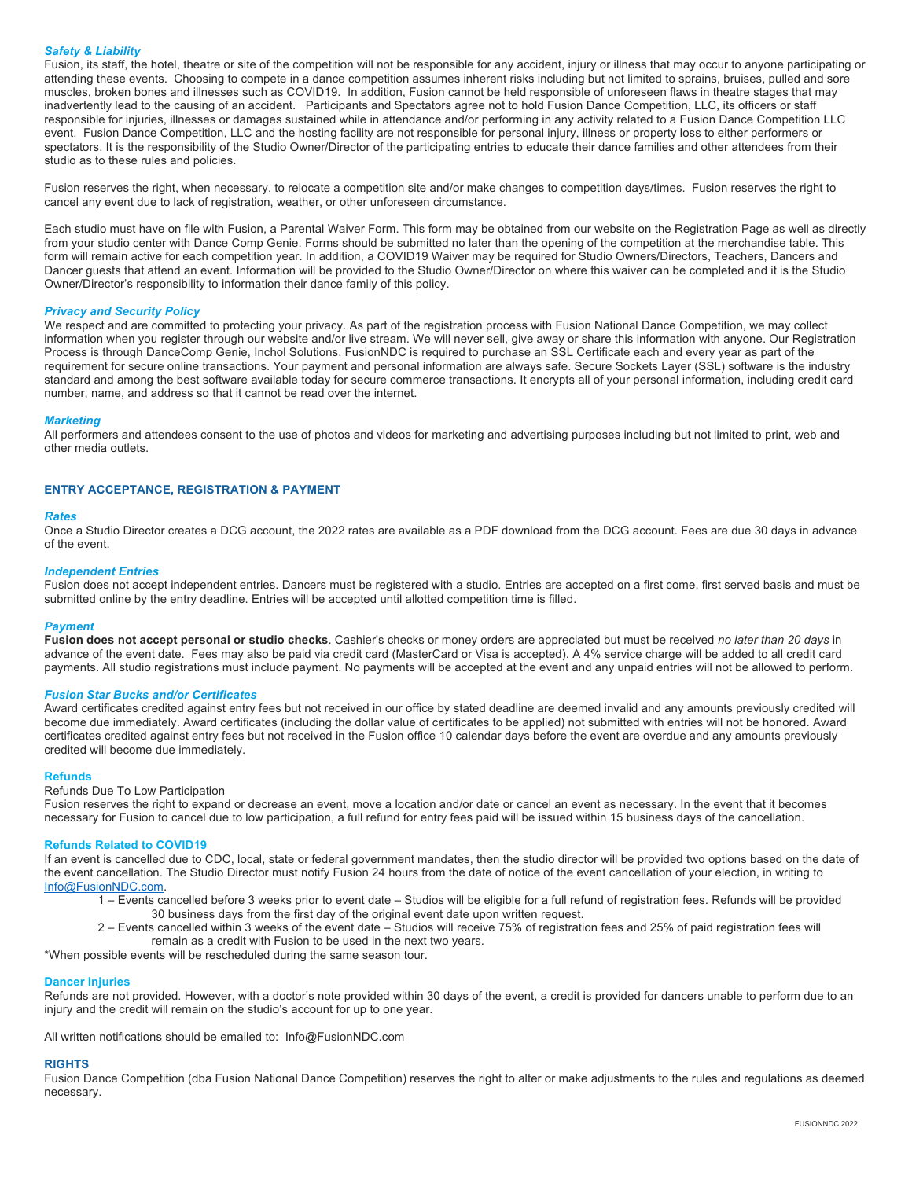### *Safety & Liability*

Fusion, its staff, the hotel, theatre or site of the competition will not be responsible for any accident, injury or illness that may occur to anyone participating or attending these events. Choosing to compete in a dance competition assumes inherent risks including but not limited to sprains, bruises, pulled and sore muscles, broken bones and illnesses such as COVID19. In addition, Fusion cannot be held responsible of unforeseen flaws in theatre stages that may inadvertently lead to the causing of an accident. Participants and Spectators agree not to hold Fusion Dance Competition, LLC, its officers or staff responsible for injuries, illnesses or damages sustained while in attendance and/or performing in any activity related to a Fusion Dance Competition LLC event. Fusion Dance Competition, LLC and the hosting facility are not responsible for personal injury, illness or property loss to either performers or spectators. It is the responsibility of the Studio Owner/Director of the participating entries to educate their dance families and other attendees from their studio as to these rules and policies.

Fusion reserves the right, when necessary, to relocate a competition site and/or make changes to competition days/times. Fusion reserves the right to cancel any event due to lack of registration, weather, or other unforeseen circumstance.

Each studio must have on file with Fusion, a Parental Waiver Form. This form may be obtained from our website on the Registration Page as well as directly from your studio center with Dance Comp Genie. Forms should be submitted no later than the opening of the competition at the merchandise table. This form will remain active for each competition year. In addition, a COVID19 Waiver may be required for Studio Owners/Directors, Teachers, Dancers and Dancer guests that attend an event. Information will be provided to the Studio Owner/Director on where this waiver can be completed and it is the Studio Owner/Director's responsibility to information their dance family of this policy.

### *Privacy and Security Policy*

We respect and are committed to protecting your privacy. As part of the registration process with Fusion National Dance Competition, we may collect information when you register through our website and/or live stream. We will never sell, give away or share this information with anyone. Our Registration Process is through DanceComp Genie, Inchol Solutions. FusionNDC is required to purchase an SSL Certificate each and every year as part of the requirement for secure online transactions. Your payment and personal information are always safe. Secure Sockets Layer (SSL) software is the industry standard and among the best software available today for secure commerce transactions. It encrypts all of your personal information, including credit card number, name, and address so that it cannot be read over the internet.

### *Marketing*

All performers and attendees consent to the use of photos and videos for marketing and advertising purposes including but not limited to print, web and other media outlets.

## ENTRY ACCEPTANCE, REGISTRATION & PAYMENT

### *Rates*

Once a Studio Director creates a DCG account, the 2022 rates are available as a PDF download from the DCG account. Fees are due 30 days in advance of the event.

### *Independent Entries*

Fusion does not accept independent entries. Dancers must be registered with a studio. Entries are accepted on a first come, first served basis and must be submitted online by the entry deadline. Entries will be accepted until allotted competition time is filled.

### *Payment*

**Fusion does not accept personal or studio checks**. Cashier's checks or money orders are appreciated but must be received *no later than 20 days* in advance of the event date. Fees may also be paid via credit card (MasterCard or Visa is accepted). A 4% service charge will be added to all credit card payments. All studio registrations must include payment. No payments will be accepted at the event and any unpaid entries will not be allowed to perform.

### *Fusion Star Bucks and/or Certificates*

Award certificates credited against entry fees but not received in our office by stated deadline are deemed invalid and any amounts previously credited will become due immediately. Award certificates (including the dollar value of certificates to be applied) not submitted with entries will not be honored. Award certificates credited against entry fees but not received in the Fusion office 10 calendar days before the event are overdue and any amounts previously credited will become due immediately.

### Refunds

Refunds Due To Low Participation

Fusion reserves the right to expand or decrease an event, move a location and/or date or cancel an event as necessary. In the event that it becomes necessary for Fusion to cancel due to low participation, a full refund for entry fees paid will be issued within 15 business days of the cancellation.

### Refunds Related to COVID19

If an event is cancelled due to CDC, local, state or federal government mandates, then the studio director will be provided two options based on the date of the event cancellation. The Studio Director must notify Fusion 24 hours from the date of notice of the event cancellation of your election, in writing to Info@FusionNDC.com.

1 – Events cancelled before 3 weeks prior to event date – Studios will be eligible for a full refund of registration fees. Refunds will be provided 30 business days from the first day of the original event date upon written request.

2 – Events cancelled within 3 weeks of the event date – Studios will receive 75% of registration fees and 25% of paid registration fees will remain as a credit with Fusion to be used in the next two years.

*When possible events will be rescheduled during the same season tour.

### Dancer Injuries

Refunds are not provided. However, with a doctor's note provided within 30 days of the event, a credit is provided for dancers unable to perform due to an injury and the credit will remain on the studio's account for up to one year.

All written notifications should be emailed to: Info@FusionNDC.com

### RIGHTS

Fusion Dance Competition (dba Fusion National Dance Competition) reserves the right to alter or make adjustments to the rules and regulations as deemed necessary.